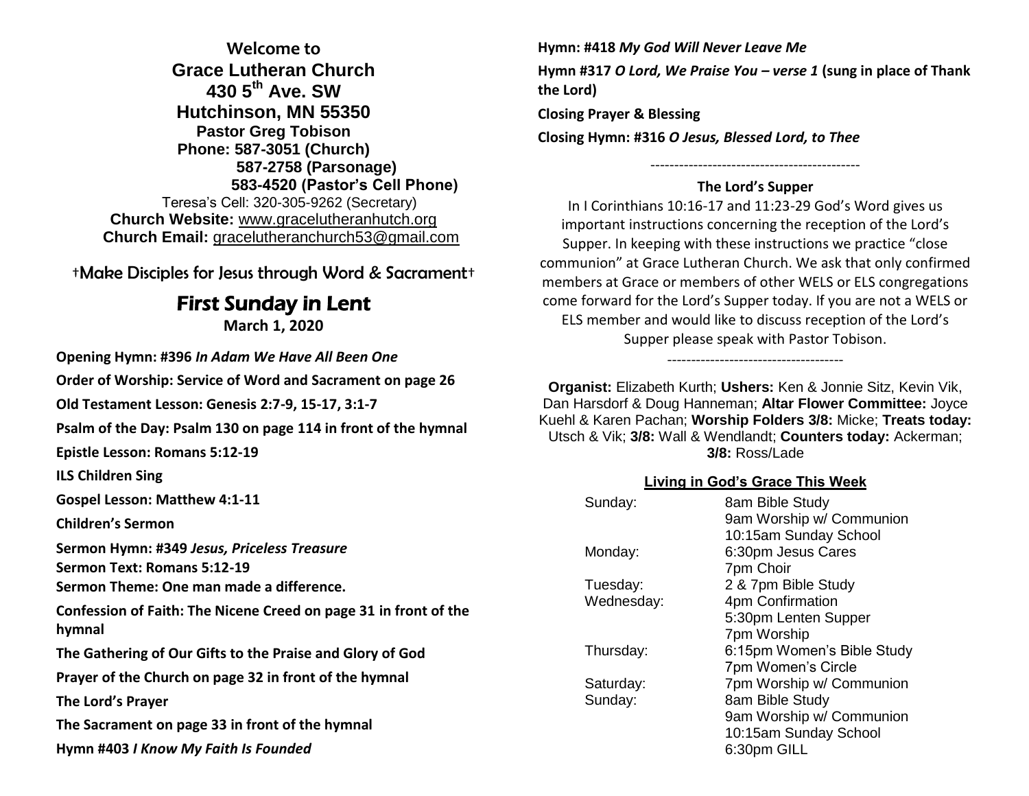**Welcome to**

# Grace Lutheran Church

**430 5th Ave. SW**
**Hutchinson, MN 55350**
**Pastor Greg Tobison**
**Phone: 587-3051 (Church)**
**587-2758 (Parsonage)**
**583-4520 (Pastor's Cell Phone)**
Teresa's Cell: 320-305-9262 (Secretary)
**Church Website:** www.gracelutheranhutch.org
**Church Email:** gracelutheranchurch53@gmail.com

†Make Disciples for Jesus through Word & Sacrament†

## First Sunday in Lent

**March 1, 2020**

**Opening Hymn: #396** ***In Adam We Have All Been One***

**Order of Worship: Service of Word and Sacrament on page 26**

**Old Testament Lesson: Genesis 2:7-9, 15-17, 3:1-7**

**Psalm of the Day: Psalm 130 on page 114 in front of the hymnal**

**Epistle Lesson: Romans 5:12-19**

**ILS Children Sing**

**Gospel Lesson: Matthew 4:1-11**

**Children's Sermon**

**Sermon Hymn: #349** ***Jesus, Priceless Treasure***
**Sermon Text: Romans 5:12-19**
**Sermon Theme: One man made a difference.**

**Confession of Faith: The Nicene Creed on page 31 in front of the hymnal**

**The Gathering of Our Gifts to the Praise and Glory of God**

**Prayer of the Church on page 32 in front of the hymnal**

**The Lord's Prayer**

**The Sacrament on page 33 in front of the hymnal**

**Hymn #403** ***I Know My Faith Is Founded***

**Hymn: #418** ***My God Will Never Leave Me***

**Hymn #317** ***O Lord, We Praise You – verse 1*** **(sung in place of Thank the Lord)**

**Closing Prayer & Blessing**

**Closing Hymn: #316** ***O Jesus, Blessed Lord, to Thee***

--------------------------------------------

**The Lord's Supper**

In I Corinthians 10:16-17 and 11:23-29 God's Word gives us important instructions concerning the reception of the Lord's Supper. In keeping with these instructions we practice "close communion" at Grace Lutheran Church. We ask that only confirmed members at Grace or members of other WELS or ELS congregations come forward for the Lord's Supper today. If you are not a WELS or ELS member and would like to discuss reception of the Lord's Supper please speak with Pastor Tobison.

-------------------------------------

**Organist:** Elizabeth Kurth; **Ushers:** Ken & Jonnie Sitz, Kevin Vik, Dan Harsdorf & Doug Hanneman; **Altar Flower Committee:** Joyce Kuehl & Karen Pachan; **Worship Folders 3/8:** Micke; **Treats today:** Utsch & Vik; **3/8:** Wall & Wendlandt; **Counters today:** Ackerman; **3/8:** Ross/Lade

**Living in God's Grace This Week**

| | |
|---|---|
| Sunday: | 8am Bible Study |
| | 9am Worship w/ Communion |
| | 10:15am Sunday School |
| Monday: | 6:30pm Jesus Cares |
| | 7pm Choir |
| Tuesday: | 2 & 7pm Bible Study |
| Wednesday: | 4pm Confirmation |
| | 5:30pm Lenten Supper |
| | 7pm Worship |
| Thursday: | 6:15pm Women's Bible Study |
| | 7pm Women's Circle |
| Saturday: | 7pm Worship w/ Communion |
| Sunday: | 8am Bible Study |
| | 9am Worship w/ Communion |
| | 10:15am Sunday School |
| | 6:30pm GILL |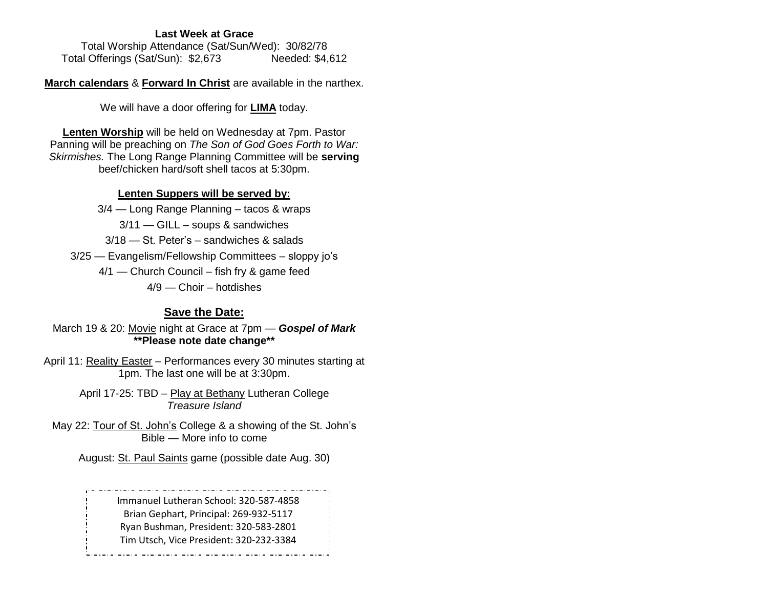**Last Week at Grace**

Total Worship Attendance (Sat/Sun/Wed): 30/82/78

Total Offerings (Sat/Sun): $2,673 Needed: $4,612

**March calendars** & **Forward In Christ** are available in the narthex.

We will have a door offering for **LIMA** today.

**Lenten Worship** will be held on Wednesday at 7pm. Pastor Panning will be preaching on *The Son of God Goes Forth to War: Skirmishes.* The Long Range Planning Committee will be **serving** beef/chicken hard/soft shell tacos at 5:30pm.

**Lenten Suppers will be served by:**

3/4 — Long Range Planning – tacos & wraps

3/11 — GILL – soups & sandwiches

3/18 — St. Peter's – sandwiches & salads

3/25 — Evangelism/Fellowship Committees – sloppy jo's

4/1 — Church Council – fish fry & game feed

4/9 — Choir – hotdishes

## Save the Date:

March 19 & 20: Movie night at Grace at 7pm — ***Gospel of Mark***
**Please note date change**

April 11: Reality Easter – Performances every 30 minutes starting at 1pm. The last one will be at 3:30pm.

April 17-25: TBD – Play at Bethany Lutheran College *Treasure Island*

May 22: Tour of St. John's College & a showing of the St. John's Bible — More info to come

August: St. Paul Saints game (possible date Aug. 30)

Immanuel Lutheran School: 320-587-4858

Brian Gephart, Principal: 269-932-5117

Ryan Bushman, President: 320-583-2801

Tim Utsch, Vice President: 320-232-3384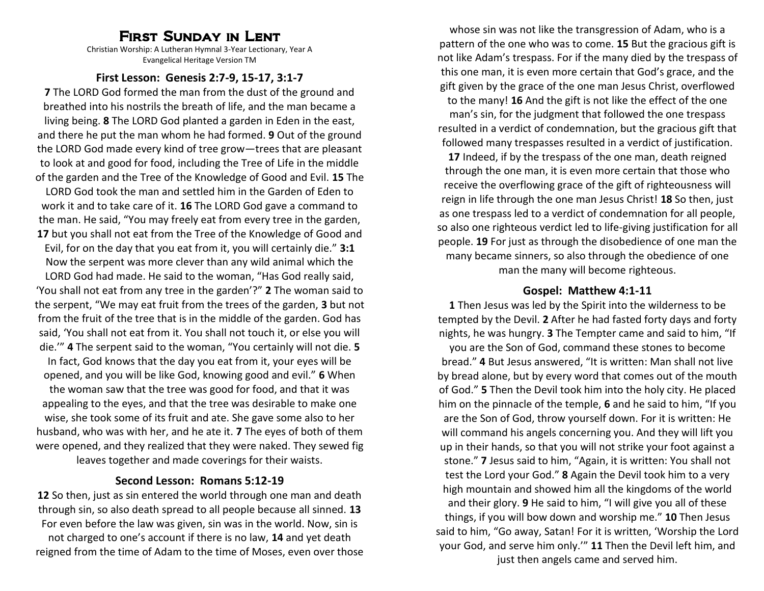# First Sunday in Lent

Christian Worship: A Lutheran Hymnal 3-Year Lectionary, Year A
Evangelical Heritage Version TM

### First Lesson: Genesis 2:7-9, 15-17, 3:1-7

**7** The LORD God formed the man from the dust of the ground and breathed into his nostrils the breath of life, and the man became a living being. **8** The LORD God planted a garden in Eden in the east, and there he put the man whom he had formed. **9** Out of the ground the LORD God made every kind of tree grow—trees that are pleasant to look at and good for food, including the Tree of Life in the middle of the garden and the Tree of the Knowledge of Good and Evil. **15** The LORD God took the man and settled him in the Garden of Eden to work it and to take care of it. **16** The LORD God gave a command to the man. He said, "You may freely eat from every tree in the garden, **17** but you shall not eat from the Tree of the Knowledge of Good and Evil, for on the day that you eat from it, you will certainly die." **3:1** Now the serpent was more clever than any wild animal which the LORD God had made. He said to the woman, "Has God really said, 'You shall not eat from any tree in the garden'?" **2** The woman said to the serpent, "We may eat fruit from the trees of the garden, **3** but not from the fruit of the tree that is in the middle of the garden. God has said, 'You shall not eat from it. You shall not touch it, or else you will die.'" **4** The serpent said to the woman, "You certainly will not die. **5** In fact, God knows that the day you eat from it, your eyes will be opened, and you will be like God, knowing good and evil." **6** When the woman saw that the tree was good for food, and that it was appealing to the eyes, and that the tree was desirable to make one wise, she took some of its fruit and ate. She gave some also to her husband, who was with her, and he ate it. **7** The eyes of both of them were opened, and they realized that they were naked. They sewed fig leaves together and made coverings for their waists.

### Second Lesson: Romans 5:12-19

**12** So then, just as sin entered the world through one man and death through sin, so also death spread to all people because all sinned. **13** For even before the law was given, sin was in the world. Now, sin is not charged to one's account if there is no law, **14** and yet death reigned from the time of Adam to the time of Moses, even over those whose sin was not like the transgression of Adam, who is a pattern of the one who was to come. **15** But the gracious gift is not like Adam's trespass. For if the many died by the trespass of this one man, it is even more certain that God's grace, and the gift given by the grace of the one man Jesus Christ, overflowed to the many! **16** And the gift is not like the effect of the one man's sin, for the judgment that followed the one trespass resulted in a verdict of condemnation, but the gracious gift that followed many trespasses resulted in a verdict of justification. **17** Indeed, if by the trespass of the one man, death reigned through the one man, it is even more certain that those who receive the overflowing grace of the gift of righteousness will reign in life through the one man Jesus Christ! **18** So then, just as one trespass led to a verdict of condemnation for all people, so also one righteous verdict led to life-giving justification for all people. **19** For just as through the disobedience of one man the many became sinners, so also through the obedience of one man the many will become righteous.

### Gospel: Matthew 4:1-11

**1** Then Jesus was led by the Spirit into the wilderness to be tempted by the Devil. **2** After he had fasted forty days and forty nights, he was hungry. **3** The Tempter came and said to him, "If you are the Son of God, command these stones to become bread." **4** But Jesus answered, "It is written: Man shall not live by bread alone, but by every word that comes out of the mouth of God." **5** Then the Devil took him into the holy city. He placed him on the pinnacle of the temple, **6** and he said to him, "If you are the Son of God, throw yourself down. For it is written: He will command his angels concerning you. And they will lift you up in their hands, so that you will not strike your foot against a stone." **7** Jesus said to him, "Again, it is written: You shall not test the Lord your God." **8** Again the Devil took him to a very high mountain and showed him all the kingdoms of the world and their glory. **9** He said to him, "I will give you all of these things, if you will bow down and worship me." **10** Then Jesus said to him, "Go away, Satan! For it is written, 'Worship the Lord your God, and serve him only.'" **11** Then the Devil left him, and just then angels came and served him.